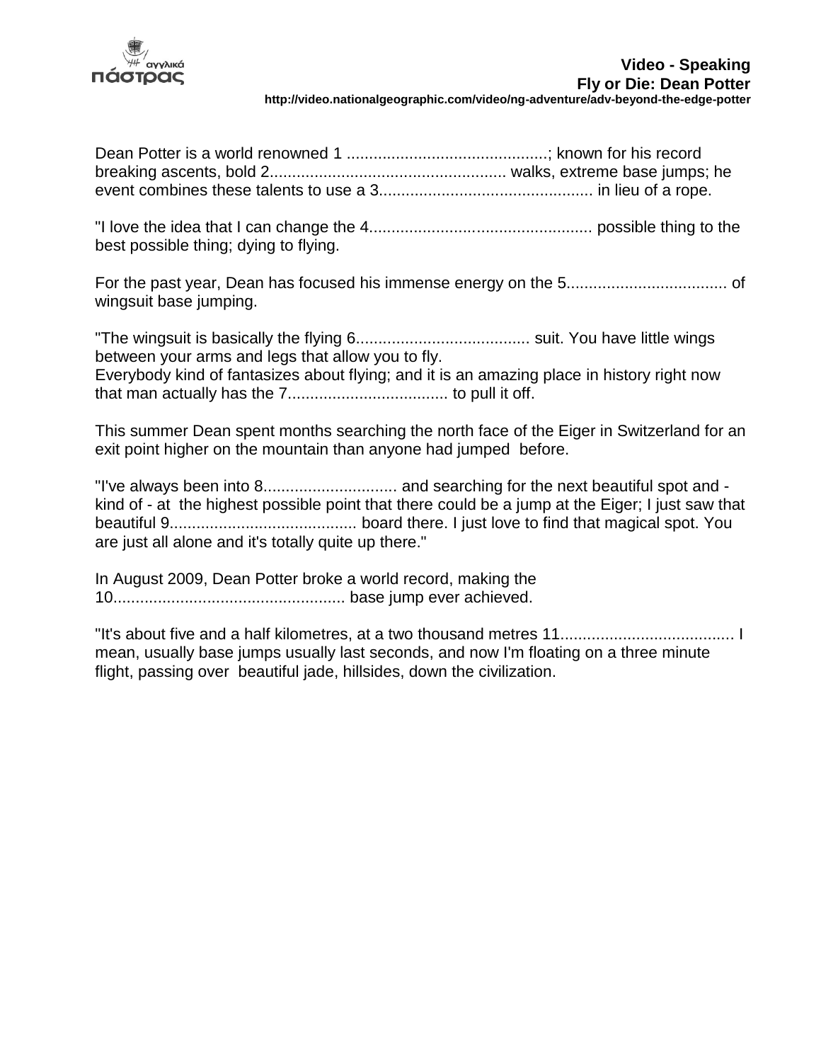**Video - Speaking**
**Fly or Die: Dean Potter**
**http://video.nationalgeographic.com/video/ng-adventure/adv-beyond-the-edge-potter**

Dean Potter is a world renowned 1 ............................................; known for his record breaking ascents, bold 2.................................................... walks, extreme base jumps; he event combines these talents to use a 3................................................ in lieu of a rope.

"I love the idea that I can change the 4.................................................. possible thing to the best possible thing; dying to flying.

For the past year, Dean has focused his immense energy on the 5.................................... of wingsuit base jumping.

"The wingsuit is basically the flying 6....................................... suit. You have little wings between your arms and legs that allow you to fly.
Everybody kind of fantasizes about flying; and it is an amazing place in history right now that man actually has the 7.................................... to pull it off.

This summer Dean spent months searching the north face of the Eiger in Switzerland for an exit point higher on the mountain than anyone had jumped before.

"I've always been into 8.............................. and searching for the next beautiful spot and - kind of - at the highest possible point that there could be a jump at the Eiger; I just saw that beautiful 9.......................................... board there. I just love to find that magical spot. You are just all alone and it's totally quite up there."

In August 2009, Dean Potter broke a world record, making the 10.................................................... base jump ever achieved.

"It's about five and a half kilometres, at a two thousand metres 11....................................... I mean, usually base jumps usually last seconds, and now I'm floating on a three minute flight, passing over beautiful jade, hillsides, down the civilization.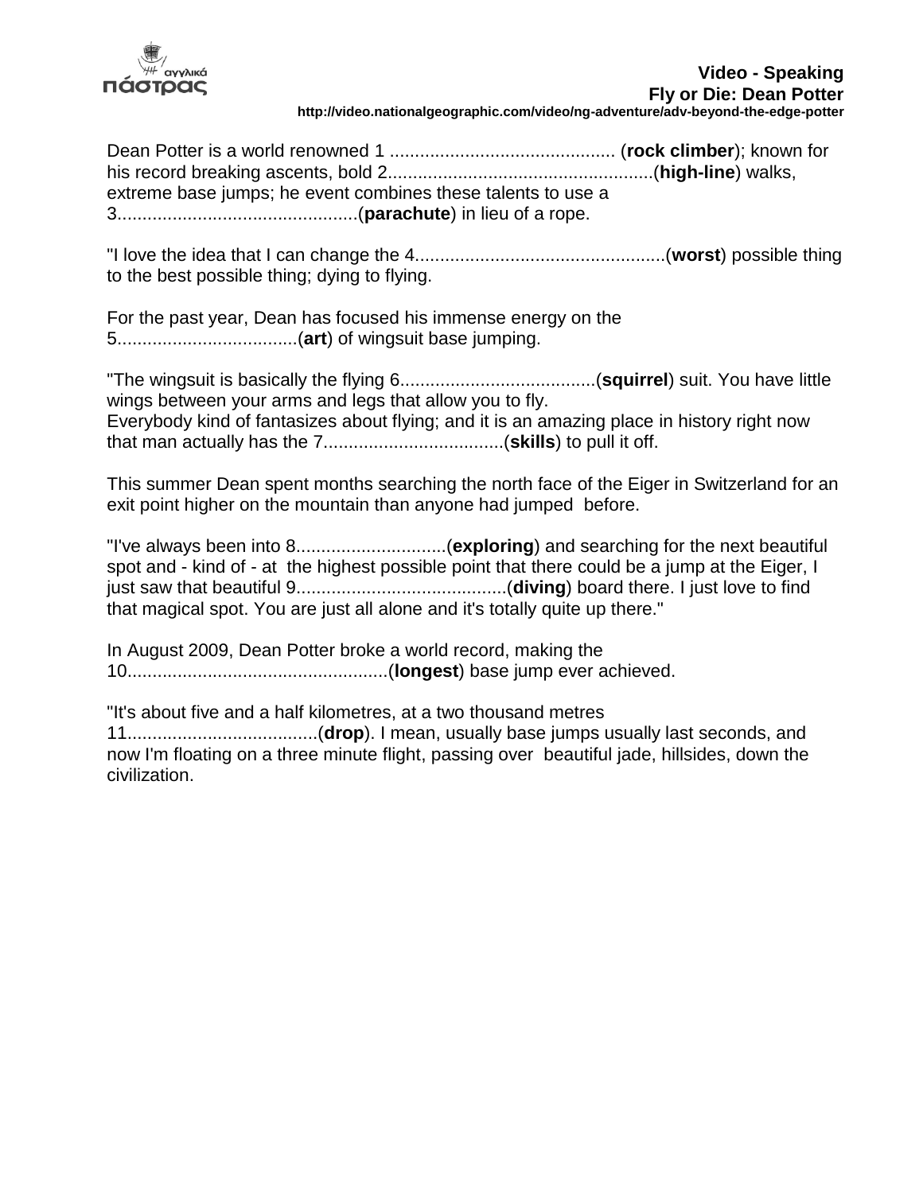**Video - Speaking**
**Fly or Die: Dean Potter**
**http://video.nationalgeographic.com/video/ng-adventure/adv-beyond-the-edge-potter**

Dean Potter is a world renowned 1 ............................................. (**rock climber**); known for his record breaking ascents, bold 2.....................................................(**high-line**) walks, extreme base jumps; he event combines these talents to use a 3................................................(**parachute**) in lieu of a rope.

"I love the idea that I can change the 4..................................................(**worst**) possible thing to the best possible thing; dying to flying.

For the past year, Dean has focused his immense energy on the 5....................................(**art**) of wingsuit base jumping.

"The wingsuit is basically the flying 6.......................................(**squirrel**) suit. You have little wings between your arms and legs that allow you to fly.
Everybody kind of fantasizes about flying; and it is an amazing place in history right now that man actually has the 7....................................(**skills**) to pull it off.

This summer Dean spent months searching the north face of the Eiger in Switzerland for an exit point higher on the mountain than anyone had jumped before.

"I've always been into 8..............................(**exploring**) and searching for the next beautiful spot and - kind of - at the highest possible point that there could be a jump at the Eiger, I just saw that beautiful 9..........................................(**diving**) board there. I just love to find that magical spot. You are just all alone and it's totally quite up there."

In August 2009, Dean Potter broke a world record, making the 10....................................................(**longest**) base jump ever achieved.

"It's about five and a half kilometres, at a two thousand metres 11......................................(**drop**). I mean, usually base jumps usually last seconds, and now I'm floating on a three minute flight, passing over beautiful jade, hillsides, down the civilization.